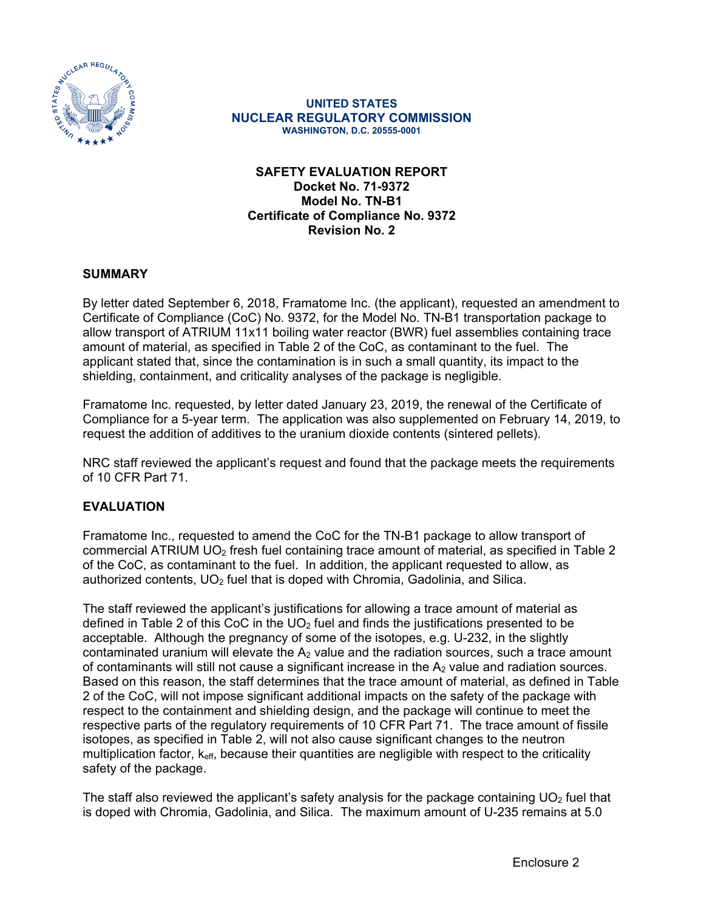**UNITED STATES**
**NUCLEAR REGULATORY COMMISSION**
**WASHINGTON, D.C. 20555-0001**

# SAFETY EVALUATION REPORT
**Docket No. 71-9372**
**Model No. TN-B1**
**Certificate of Compliance No. 9372**
**Revision No. 2**

## SUMMARY

By letter dated September 6, 2018, Framatome Inc. (the applicant), requested an amendment to Certificate of Compliance (CoC) No. 9372, for the Model No. TN-B1 transportation package to allow transport of ATRIUM 11x11 boiling water reactor (BWR) fuel assemblies containing trace amount of material, as specified in Table 2 of the CoC, as contaminant to the fuel. The applicant stated that, since the contamination is in such a small quantity, its impact to the shielding, containment, and criticality analyses of the package is negligible.

Framatome Inc. requested, by letter dated January 23, 2019, the renewal of the Certificate of Compliance for a 5-year term. The application was also supplemented on February 14, 2019, to request the addition of additives to the uranium dioxide contents (sintered pellets).

NRC staff reviewed the applicant's request and found that the package meets the requirements of 10 CFR Part 71.

## EVALUATION

Framatome Inc., requested to amend the CoC for the TN-B1 package to allow transport of commercial ATRIUM $UO_2$ fresh fuel containing trace amount of material, as specified in Table 2 of the CoC, as contaminant to the fuel. In addition, the applicant requested to allow, as authorized contents, $UO_2$ fuel that is doped with Chromia, Gadolinia, and Silica.

The staff reviewed the applicant's justifications for allowing a trace amount of material as defined in Table 2 of this CoC in the $UO_2$ fuel and finds the justifications presented to be acceptable. Although the pregnancy of some of the isotopes, e.g. U-232, in the slightly contaminated uranium will elevate the $A_2$ value and the radiation sources, such a trace amount of contaminants will still not cause a significant increase in the $A_2$ value and radiation sources. Based on this reason, the staff determines that the trace amount of material, as defined in Table 2 of the CoC, will not impose significant additional impacts on the safety of the package with respect to the containment and shielding design, and the package will continue to meet the respective parts of the regulatory requirements of 10 CFR Part 71. The trace amount of fissile isotopes, as specified in Table 2, will not also cause significant changes to the neutron multiplication factor, $k_{eff}$, because their quantities are negligible with respect to the criticality safety of the package.

The staff also reviewed the applicant's safety analysis for the package containing $UO_2$ fuel that is doped with Chromia, Gadolinia, and Silica. The maximum amount of U-235 remains at 5.0

Enclosure 2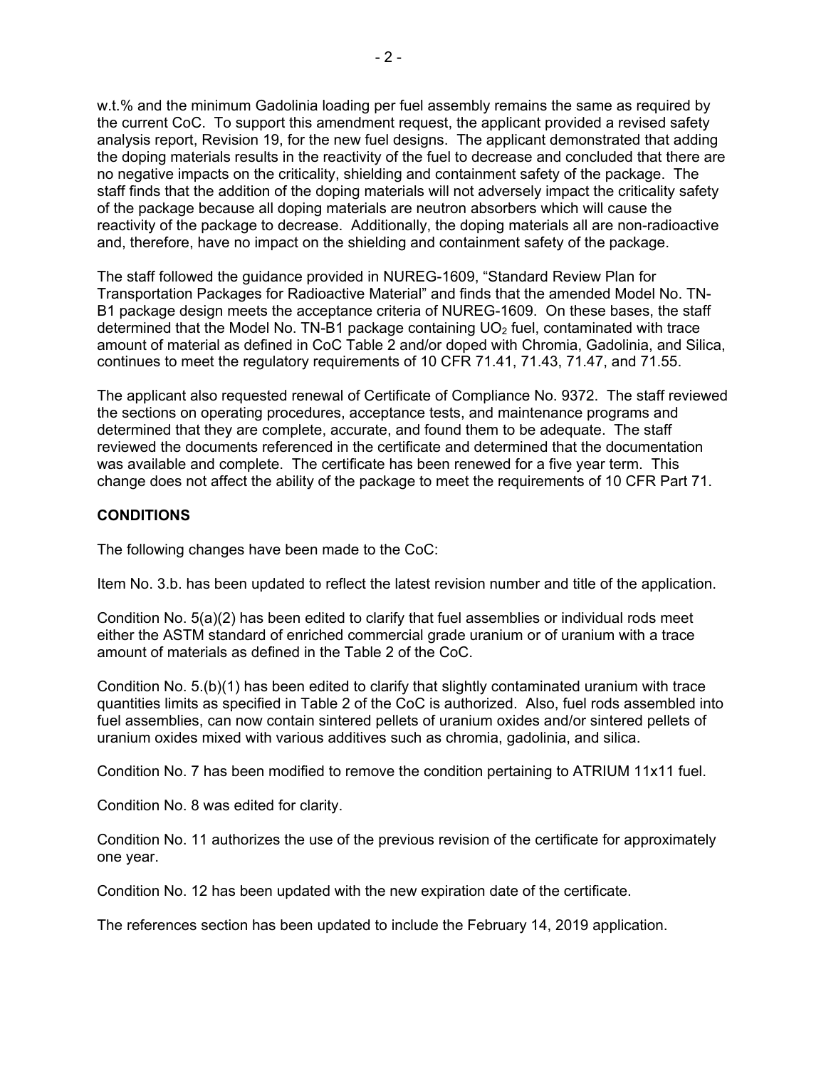w.t.% and the minimum Gadolinia loading per fuel assembly remains the same as required by the current CoC. To support this amendment request, the applicant provided a revised safety analysis report, Revision 19, for the new fuel designs. The applicant demonstrated that adding the doping materials results in the reactivity of the fuel to decrease and concluded that there are no negative impacts on the criticality, shielding and containment safety of the package. The staff finds that the addition of the doping materials will not adversely impact the criticality safety of the package because all doping materials are neutron absorbers which will cause the reactivity of the package to decrease. Additionally, the doping materials all are non-radioactive and, therefore, have no impact on the shielding and containment safety of the package.

The staff followed the guidance provided in NUREG-1609, "Standard Review Plan for Transportation Packages for Radioactive Material" and finds that the amended Model No. TN-B1 package design meets the acceptance criteria of NUREG-1609. On these bases, the staff determined that the Model No. TN-B1 package containing $UO_2$ fuel, contaminated with trace amount of material as defined in CoC Table 2 and/or doped with Chromia, Gadolinia, and Silica, continues to meet the regulatory requirements of 10 CFR 71.41, 71.43, 71.47, and 71.55.

The applicant also requested renewal of Certificate of Compliance No. 9372. The staff reviewed the sections on operating procedures, acceptance tests, and maintenance programs and determined that they are complete, accurate, and found them to be adequate. The staff reviewed the documents referenced in the certificate and determined that the documentation was available and complete. The certificate has been renewed for a five year term. This change does not affect the ability of the package to meet the requirements of 10 CFR Part 71.

**CONDITIONS**

The following changes have been made to the CoC:

Item No. 3.b. has been updated to reflect the latest revision number and title of the application.

Condition No. 5(a)(2) has been edited to clarify that fuel assemblies or individual rods meet either the ASTM standard of enriched commercial grade uranium or of uranium with a trace amount of materials as defined in the Table 2 of the CoC.

Condition No. 5.(b)(1) has been edited to clarify that slightly contaminated uranium with trace quantities limits as specified in Table 2 of the CoC is authorized. Also, fuel rods assembled into fuel assemblies, can now contain sintered pellets of uranium oxides and/or sintered pellets of uranium oxides mixed with various additives such as chromia, gadolinia, and silica.

Condition No. 7 has been modified to remove the condition pertaining to ATRIUM 11x11 fuel.

Condition No. 8 was edited for clarity.

Condition No. 11 authorizes the use of the previous revision of the certificate for approximately one year.

Condition No. 12 has been updated with the new expiration date of the certificate.

The references section has been updated to include the February 14, 2019 application.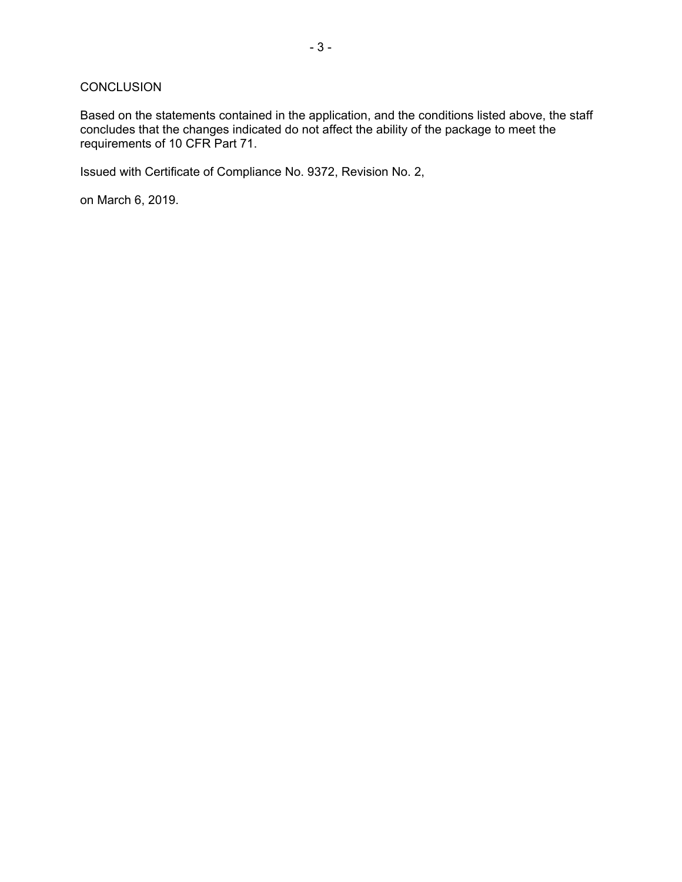## CONCLUSION

Based on the statements contained in the application, and the conditions listed above, the staff concludes that the changes indicated do not affect the ability of the package to meet the requirements of 10 CFR Part 71.

Issued with Certificate of Compliance No. 9372, Revision No. 2,

on March 6, 2019.